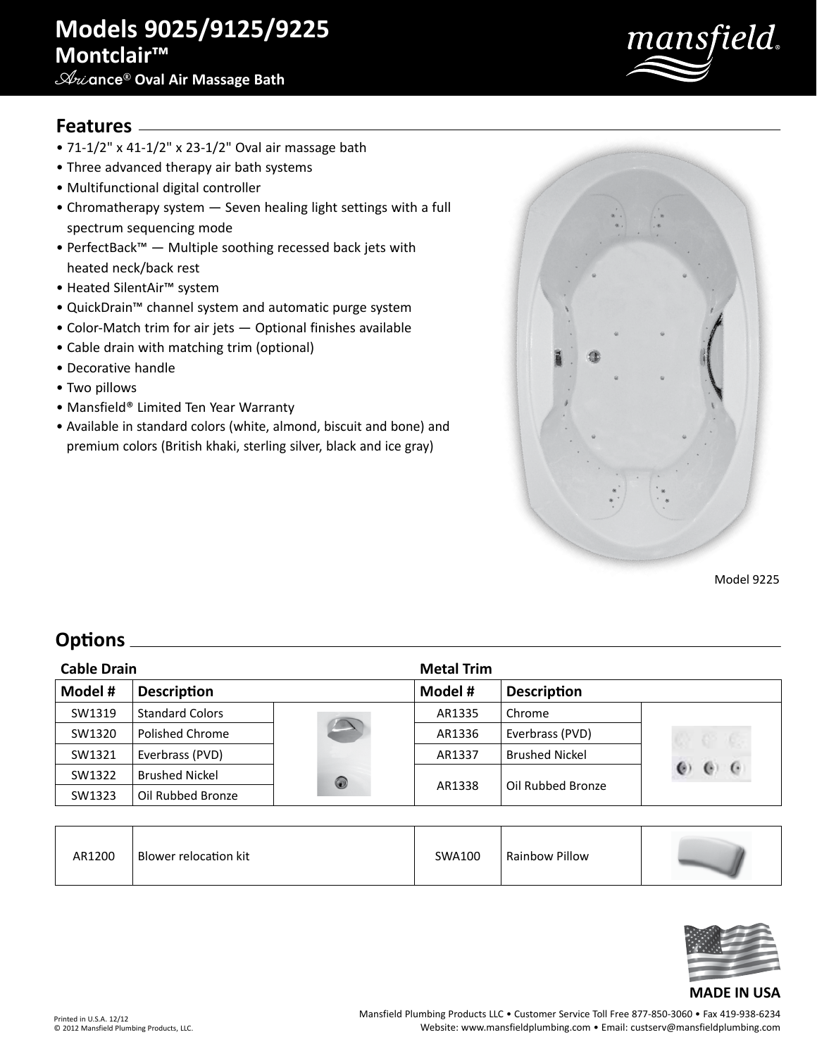# Models 9025/9125/9225

## Montclair™

### Ariance® Oval Air Massage Bath

## Features

- 71-1/2" x 41-1/2" x 23-1/2" Oval air massage bath
- Three advanced therapy air bath systems
- Multifunctional digital controller
- Chromatherapy system — Seven healing light settings with a full spectrum sequencing mode
- PerfectBack™ — Multiple soothing recessed back jets with heated neck/back rest
- Heated SilentAir™ system
- QuickDrain™ channel system and automatic purge system
- Color-Match trim for air jets — Optional finishes available
- Cable drain with matching trim (optional)
- Decorative handle
- Two pillows
- Mansfield® Limited Ten Year Warranty
- Available in standard colors (white, almond, biscuit and bone) and premium colors (British khaki, sterling silver, black and ice gray)

Model 9225

## Options

**Cable Drain**

| Model # | Description |
|---|---|
| SW1319 | Standard Colors |
| SW1320 | Polished Chrome |
| SW1321 | Everbrass (PVD) |
| SW1322 | Brushed Nickel |
| SW1323 | Oil Rubbed Bronze |

**Metal Trim**

| Model # | Description |
|---|---|
| AR1335 | Chrome |
| AR1336 | Everbrass (PVD) |
| AR1337 | Brushed Nickel |
| AR1338 | Oil Rubbed Bronze |

| Model # | Description |
|---|---|
| AR1200 | Blower relocation kit |
| SWA100 | Rainbow Pillow |

**MADE IN USA**

Printed in U.S.A. 12/12
© 2012 Mansfield Plumbing Products, LLC.

Mansfield Plumbing Products LLC • Customer Service Toll Free 877-850-3060 • Fax 419-938-6234
Website: www.mansfieldplumbing.com • Email: custserv@mansfieldplumbing.com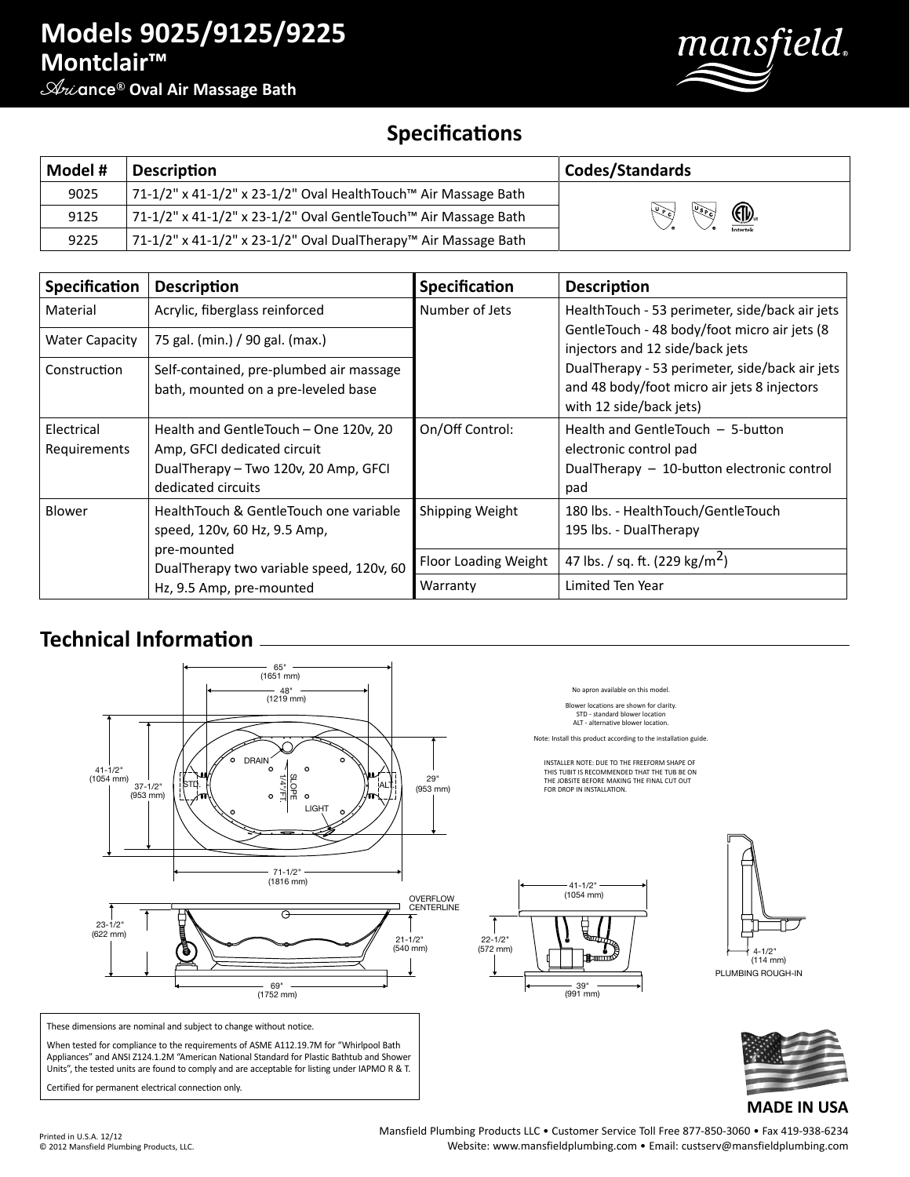# Models 9025/9125/9225

## Montclair™

### Ariance® Oval Air Massage Bath

## Specifications

| Model # | Description | Codes/Standards |
|---|---|---|
| 9025 | 71-1/2" x 41-1/2" x 23-1/2" Oval HealthTouch™ Air Massage Bath | |
| 9125 | 71-1/2" x 41-1/2" x 23-1/2" Oval GentleTouch™ Air Massage Bath | |
| 9225 | 71-1/2" x 41-1/2" x 23-1/2" Oval DualTherapy™ Air Massage Bath | |

| Specification | Description | Specification | Description |
|---|---|---|---|
| Material | Acrylic, fiberglass reinforced | Number of Jets | HealthTouch - 53 perimeter, side/back air jets<br>GentleTouch - 48 body/foot micro air jets (8 injectors and 12 side/back jets<br>DualTherapy - 53 perimeter, side/back air jets and 48 body/foot micro air jets 8 injectors with 12 side/back jets) |
| Water Capacity | 75 gal. (min.) / 90 gal. (max.) | | |
| Construction | Self-contained, pre-plumbed air massage bath, mounted on a pre-leveled base | | |
| Electrical Requirements | Health and GentleTouch – One 120v, 20 Amp, GFCI dedicated circuit<br>DualTherapy – Two 120v, 20 Amp, GFCI dedicated circuits | On/Off Control: | Health and GentleTouch – 5-button electronic control pad<br>DualTherapy – 10-button electronic control pad |
| Blower | HealthTouch & GentleTouch one variable speed, 120v, 60 Hz, 9.5 Amp, pre-mounted<br>DualTherapy two variable speed, 120v, 60 Hz, 9.5 Amp, pre-mounted | Shipping Weight | 180 lbs. - HealthTouch/GentleTouch<br>195 lbs. - DualTherapy |
| | | Floor Loading Weight | 47 lbs. / sq. ft. (229 kg/$m^2$) |
| | | Warranty | Limited Ten Year |

## Technical Information

65" (1651 mm)
48" (1219 mm)
41-1/2" (1054 mm)
37-1/2" (953 mm)
29" (953 mm)
71-1/2" (1816 mm)
DRAIN
SLOPE 1/4"/FT.
LIGHT
STD.
ALT.
23-1/2" (622 mm)
21-1/2" (540 mm)
69" (1752 mm)
OVERFLOW CENTERLINE
41-1/2" (1054 mm)
22-1/2" (572 mm)
39" (991 mm)
4-1/2" (114 mm)
PLUMBING ROUGH-IN

No apron available on this model.

Blower locations are shown for clarity.
STD - standard blower location
ALT - alternative blower location.

Note: Install this product according to the installation guide.

INSTALLER NOTE: DUE TO THE FREEFORM SHAPE OF THIS TUBIT IS RECOMMENDED THAT THE TUB BE ON THE JOBSITE BEFORE MAKING THE FINAL CUT OUT FOR DROP IN INSTALLATION.

These dimensions are nominal and subject to change without notice.

When tested for compliance to the requirements of ASME A112.19.7M for "Whirlpool Bath Appliances" and ANSI Z124.1.2M "American National Standard for Plastic Bathtub and Shower Units", the tested units are found to comply and are acceptable for listing under IAPMO R & T.

Certified for permanent electrical connection only.

**MADE IN USA**

Printed in U.S.A. 12/12
© 2012 Mansfield Plumbing Products, LLC.

Mansfield Plumbing Products LLC • Customer Service Toll Free 877-850-3060 • Fax 419-938-6234
Website: www.mansfieldplumbing.com • Email: custserv@mansfieldplumbing.com